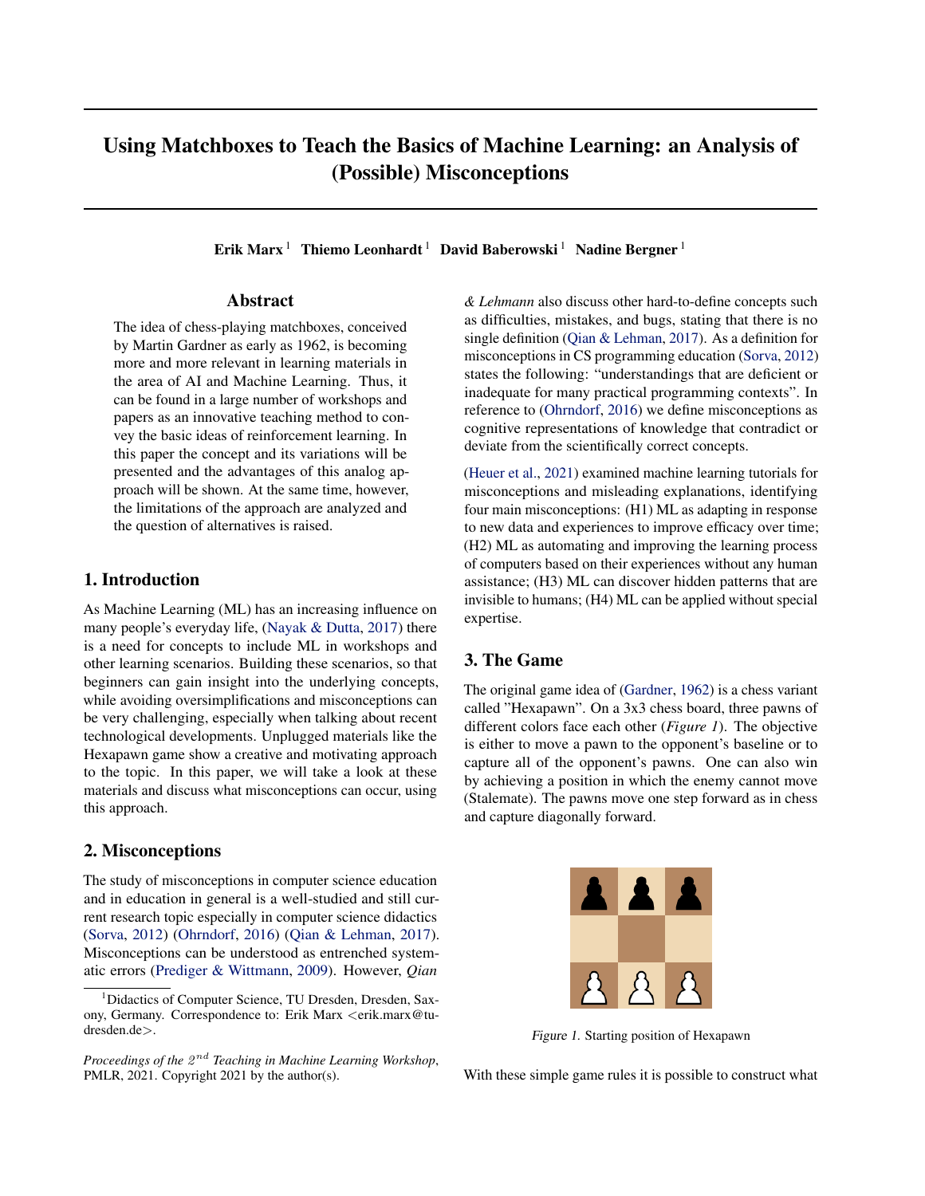# Using Matchboxes to Teach the Basics of Machine Learning: an Analysis of (Possible) Misconceptions

**Erik Marx** [1] **Thiemo Leonhardt** [1] **David Baberowski** [1] **Nadine Bergner** [1]

## Abstract

The idea of chess-playing matchboxes, conceived by Martin Gardner as early as 1962, is becoming more and more relevant in learning materials in the area of AI and Machine Learning. Thus, it can be found in a large number of workshops and papers as an innovative teaching method to convey the basic ideas of reinforcement learning. In this paper the concept and its variations will be presented and the advantages of this analog approach will be shown. At the same time, however, the limitations of the approach are analyzed and the question of alternatives is raised.

## 1. Introduction

As Machine Learning (ML) has an increasing influence on many people's everyday life, (Nayak & Dutta, 2017) there is a need for concepts to include ML in workshops and other learning scenarios. Building these scenarios, so that beginners can gain insight into the underlying concepts, while avoiding oversimplifications and misconceptions can be very challenging, especially when talking about recent technological developments. Unplugged materials like the Hexapawn game show a creative and motivating approach to the topic. In this paper, we will take a look at these materials and discuss what misconceptions can occur, using this approach.

## 2. Misconceptions

The study of misconceptions in computer science education and in education in general is a well-studied and still current research topic especially in computer science didactics (Sorva, 2012) (Ohrndorf, 2016) (Qian & Lehman, 2017). Misconceptions can be understood as entrenched systematic errors (Prediger & Wittmann, 2009). However, *Qian & Lehmann* also discuss other hard-to-define concepts such as difficulties, mistakes, and bugs, stating that there is no single definition (Qian & Lehman, 2017). As a definition for misconceptions in CS programming education (Sorva, 2012) states the following: "understandings that are deficient or inadequate for many practical programming contexts". In reference to (Ohrndorf, 2016) we define misconceptions as cognitive representations of knowledge that contradict or deviate from the scientifically correct concepts.

(Heuer et al., 2021) examined machine learning tutorials for misconceptions and misleading explanations, identifying four main misconceptions: (H1) ML as adapting in response to new data and experiences to improve efficacy over time; (H2) ML as automating and improving the learning process of computers based on their experiences without any human assistance; (H3) ML can discover hidden patterns that are invisible to humans; (H4) ML can be applied without special expertise.

## 3. The Game

The original game idea of (Gardner, 1962) is a chess variant called "Hexapawn". On a 3x3 chess board, three pawns of different colors face each other (*Figure 1*). The objective is either to move a pawn to the opponent's baseline or to capture all of the opponent's pawns. One can also win by achieving a position in which the enemy cannot move (Stalemate). The pawns move one step forward as in chess and capture diagonally forward.

*Figure 1.* Starting position of Hexapawn

With these simple game rules it is possible to construct what

[1] Didactics of Computer Science, TU Dresden, Dresden, Saxony, Germany. Correspondence to: Erik Marx <erik.marx@tu-dresden.de>.

*Proceedings of the $2^{nd}$ Teaching in Machine Learning Workshop*, PMLR, 2021. Copyright 2021 by the author(s).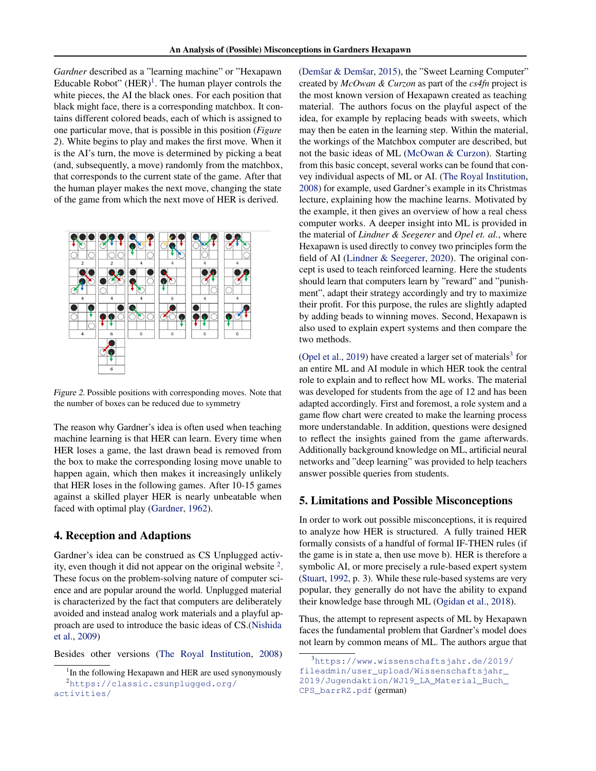*Gardner* described as a "learning machine" or "Hexapawn Educable Robot" (HER)[1]. The human player controls the white pieces, the AI the black ones. For each position that black might face, there is a corresponding matchbox. It contains different colored beads, each of which is assigned to one particular move, that is possible in this position (*Figure 2*). White begins to play and makes the first move. When it is the AI's turn, the move is determined by picking a beat (and, subsequently, a move) randomly from the matchbox, that corresponds to the current state of the game. After that the human player makes the next move, changing the state of the game from which the next move of HER is derived.

*Figure 2.* Possible positions with corresponding moves. Note that the number of boxes can be reduced due to symmetry

The reason why Gardner's idea is often used when teaching machine learning is that HER can learn. Every time when HER loses a game, the last drawn bead is removed from the box to make the corresponding losing move unable to happen again, which then makes it increasingly unlikely that HER loses in the following games. After 10-15 games against a skilled player HER is nearly unbeatable when faced with optimal play (Gardner, 1962).

## 4. Reception and Adaptions

Gardner's idea can be construed as CS Unplugged activity, even though it did not appear on the original website [2]. These focus on the problem-solving nature of computer science and are popular around the world. Unplugged material is characterized by the fact that computers are deliberately avoided and instead analog work materials and a playful approach are used to introduce the basic ideas of CS.(Nishida et al., 2009)

Besides other versions (The Royal Institution, 2008) (Demšar & Demšar, 2015), the "Sweet Learning Computer" created by *McOwan & Curzon* as part of the *cs4fn* project is the most known version of Hexapawn created as teaching material. The authors focus on the playful aspect of the idea, for example by replacing beads with sweets, which may then be eaten in the learning step. Within the material, the workings of the Matchbox computer are described, but not the basic ideas of ML (McOwan & Curzon). Starting from this basic concept, several works can be found that convey individual aspects of ML or AI. (The Royal Institution, 2008) for example, used Gardner's example in its Christmas lecture, explaining how the machine learns. Motivated by the example, it then gives an overview of how a real chess computer works. A deeper insight into ML is provided in the material of *Lindner & Seegerer* and *Opel et. al.*, where Hexapawn is used directly to convey two principles form the field of AI (Lindner & Seegerer, 2020). The original concept is used to teach reinforced learning. Here the students should learn that computers learn by "reward" and "punishment", adapt their strategy accordingly and try to maximize their profit. For this purpose, the rules are slightly adapted by adding beads to winning moves. Second, Hexapawn is also used to explain expert systems and then compare the two methods.

(Opel et al., 2019) have created a larger set of materials[3] for an entire ML and AI module in which HER took the central role to explain and to reflect how ML works. The material was developed for students from the age of 12 and has been adapted accordingly. First and foremost, a role system and a game flow chart were created to make the learning process more understandable. In addition, questions were designed to reflect the insights gained from the game afterwards. Additionally background knowledge on ML, artificial neural networks and "deep learning" was provided to help teachers answer possible queries from students.

## 5. Limitations and Possible Misconceptions

In order to work out possible misconceptions, it is required to analyze how HER is structured. A fully trained HER formally consists of a handful of formal IF-THEN rules (if the game is in state a, then use move b). HER is therefore a symbolic AI, or more precisely a rule-based expert system (Stuart, 1992, p. 3). While these rule-based systems are very popular, they generally do not have the ability to expand their knowledge base through ML (Ogidan et al., 2018).

Thus, the attempt to represent aspects of ML by Hexapawn faces the fundamental problem that Gardner's model does not learn by common means of ML. The authors argue that

[1] In the following Hexapawn and HER are used synonymously

[2] https://classic.csunplugged.org/activities/

[3] https://www.wissenschaftsjahr.de/2019/fileadmin/user_upload/Wissenschaftsjahr_2019/Jugendaktion/WJ19_LA_Material_Buch_CPS_barrRZ.pdf (german)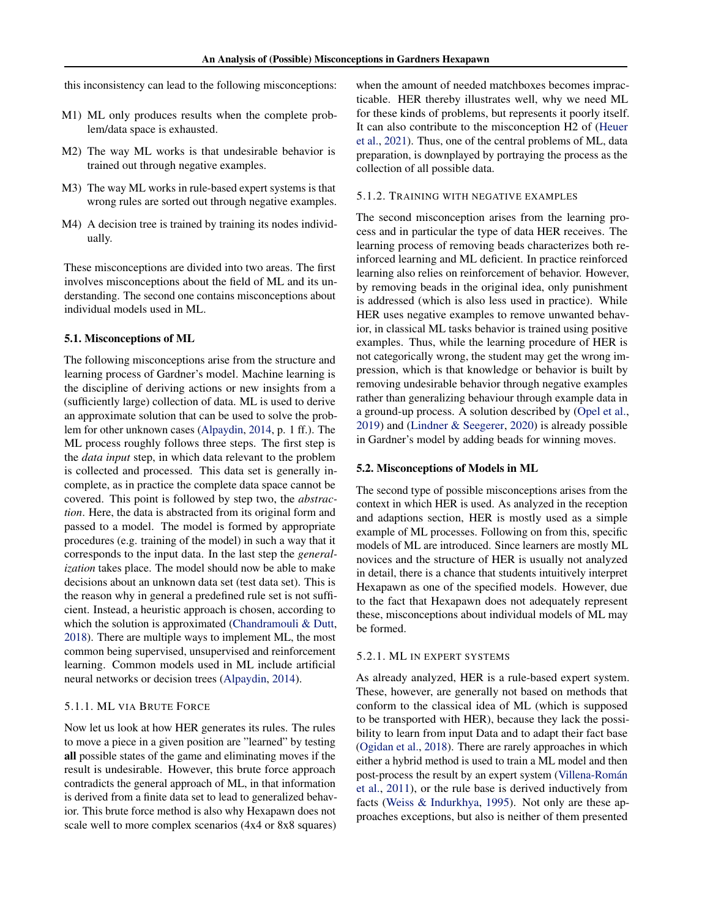this inconsistency can lead to the following misconceptions:

M1) ML only produces results when the complete problem/data space is exhausted.

M2) The way ML works is that undesirable behavior is trained out through negative examples.

M3) The way ML works in rule-based expert systems is that wrong rules are sorted out through negative examples.

M4) A decision tree is trained by training its nodes individually.

These misconceptions are divided into two areas. The first involves misconceptions about the field of ML and its understanding. The second one contains misconceptions about individual models used in ML.

### 5.1. Misconceptions of ML

The following misconceptions arise from the structure and learning process of Gardner's model. Machine learning is the discipline of deriving actions or new insights from a (sufficiently large) collection of data. ML is used to derive an approximate solution that can be used to solve the problem for other unknown cases (Alpaydin, 2014, p. 1 ff.). The ML process roughly follows three steps. The first step is the *data input* step, in which data relevant to the problem is collected and processed. This data set is generally incomplete, as in practice the complete data space cannot be covered. This point is followed by step two, the *abstraction*. Here, the data is abstracted from its original form and passed to a model. The model is formed by appropriate procedures (e.g. training of the model) in such a way that it corresponds to the input data. In the last step the *generalization* takes place. The model should now be able to make decisions about an unknown data set (test data set). This is the reason why in general a predefined rule set is not sufficient. Instead, a heuristic approach is chosen, according to which the solution is approximated (Chandramouli & Dutt, 2018). There are multiple ways to implement ML, the most common being supervised, unsupervised and reinforcement learning. Common models used in ML include artificial neural networks or decision trees (Alpaydin, 2014).

#### 5.1.1. ML via Brute Force

Now let us look at how HER generates its rules. The rules to move a piece in a given position are "learned" by testing **all** possible states of the game and eliminating moves if the result is undesirable. However, this brute force approach contradicts the general approach of ML, in that information is derived from a finite data set to lead to generalized behavior. This brute force method is also why Hexapawn does not scale well to more complex scenarios (4x4 or 8x8 squares) when the amount of needed matchboxes becomes impracticable. HER thereby illustrates well, why we need ML for these kinds of problems, but represents it poorly itself. It can also contribute to the misconception H2 of (Heuer et al., 2021). Thus, one of the central problems of ML, data preparation, is downplayed by portraying the process as the collection of all possible data.

#### 5.1.2. Training with negative examples

The second misconception arises from the learning process and in particular the type of data HER receives. The learning process of removing beads characterizes both reinforced learning and ML deficient. In practice reinforced learning also relies on reinforcement of behavior. However, by removing beads in the original idea, only punishment is addressed (which is also less used in practice). While HER uses negative examples to remove unwanted behavior, in classical ML tasks behavior is trained using positive examples. Thus, while the learning procedure of HER is not categorically wrong, the student may get the wrong impression, which is that knowledge or behavior is built by removing undesirable behavior through negative examples rather than generalizing behaviour through example data in a ground-up process. A solution described by (Opel et al., 2019) and (Lindner & Seegerer, 2020) is already possible in Gardner's model by adding beads for winning moves.

### 5.2. Misconceptions of Models in ML

The second type of possible misconceptions arises from the context in which HER is used. As analyzed in the reception and adaptions section, HER is mostly used as a simple example of ML processes. Following on from this, specific models of ML are introduced. Since learners are mostly ML novices and the structure of HER is usually not analyzed in detail, there is a chance that students intuitively interpret Hexapawn as one of the specified models. However, due to the fact that Hexapawn does not adequately represent these, misconceptions about individual models of ML may be formed.

#### 5.2.1. ML in expert systems

As already analyzed, HER is a rule-based expert system. These, however, are generally not based on methods that conform to the classical idea of ML (which is supposed to be transported with HER), because they lack the possibility to learn from input Data and to adapt their fact base (Ogidan et al., 2018). There are rarely approaches in which either a hybrid method is used to train a ML model and then post-process the result by an expert system (Villena-Román et al., 2011), or the rule base is derived inductively from facts (Weiss & Indurkhya, 1995). Not only are these approaches exceptions, but also is neither of them presented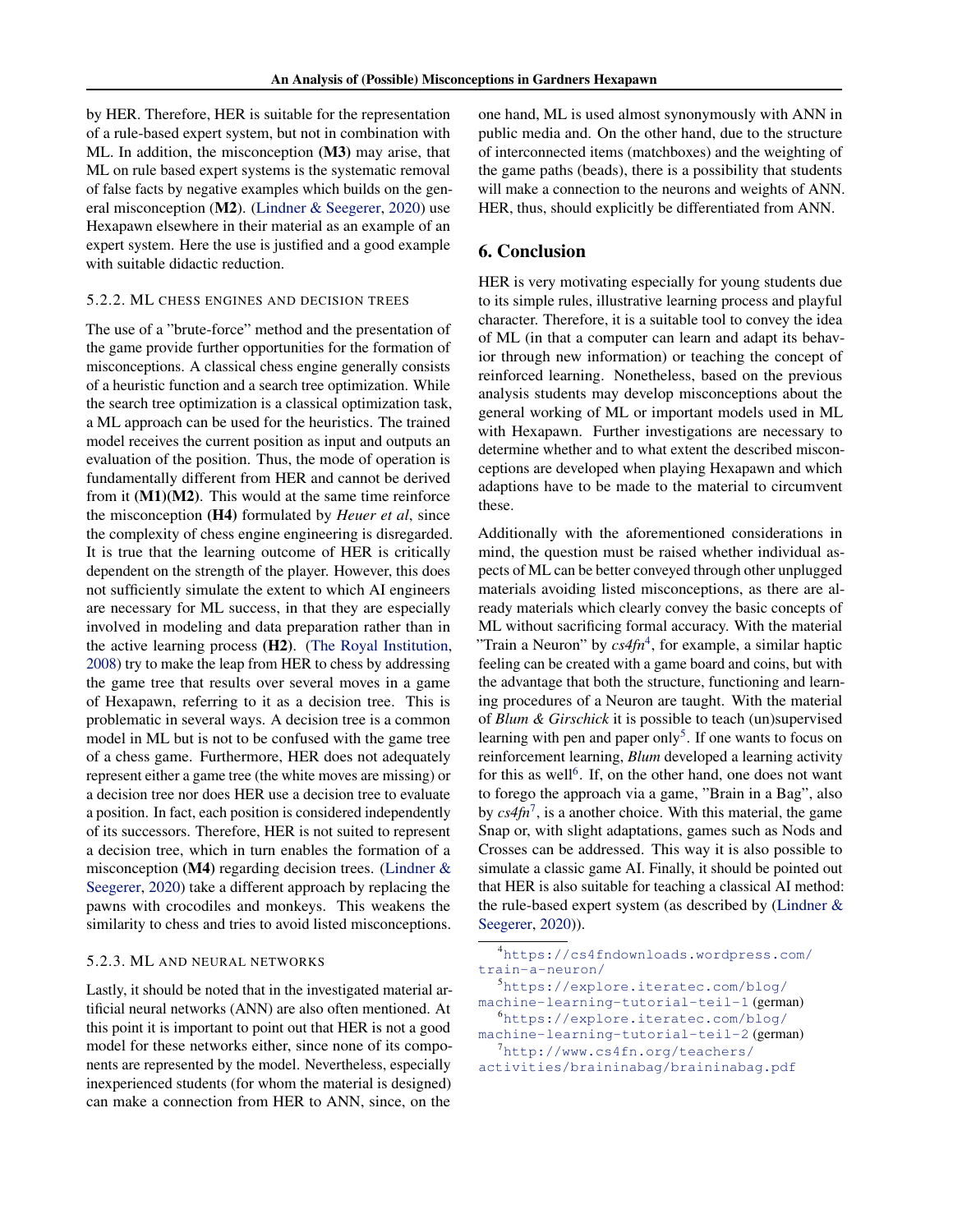by HER. Therefore, HER is suitable for the representation of a rule-based expert system, but not in combination with ML. In addition, the misconception **(M3)** may arise, that ML on rule based expert systems is the systematic removal of false facts by negative examples which builds on the general misconception (**M2**). (Lindner & Seegerer, 2020) use Hexapawn elsewhere in their material as an example of an expert system. Here the use is justified and a good example with suitable didactic reduction.

#### 5.2.2. ML chess engines and decision trees

The use of a "brute-force" method and the presentation of the game provide further opportunities for the formation of misconceptions. A classical chess engine generally consists of a heuristic function and a search tree optimization. While the search tree optimization is a classical optimization task, a ML approach can be used for the heuristics. The trained model receives the current position as input and outputs an evaluation of the position. Thus, the mode of operation is fundamentally different from HER and cannot be derived from it **(M1)(M2)**. This would at the same time reinforce the misconception **(H4)** formulated by *Heuer et al*, since the complexity of chess engine engineering is disregarded. It is true that the learning outcome of HER is critically dependent on the strength of the player. However, this does not sufficiently simulate the extent to which AI engineers are necessary for ML success, in that they are especially involved in modeling and data preparation rather than in the active learning process **(H2)**. (The Royal Institution, 2008) try to make the leap from HER to chess by addressing the game tree that results over several moves in a game of Hexapawn, referring to it as a decision tree. This is problematic in several ways. A decision tree is a common model in ML but is not to be confused with the game tree of a chess game. Furthermore, HER does not adequately represent either a game tree (the white moves are missing) or a decision tree nor does HER use a decision tree to evaluate a position. In fact, each position is considered independently of its successors. Therefore, HER is not suited to represent a decision tree, which in turn enables the formation of a misconception **(M4)** regarding decision trees. (Lindner & Seegerer, 2020) take a different approach by replacing the pawns with crocodiles and monkeys. This weakens the similarity to chess and tries to avoid listed misconceptions.

#### 5.2.3. ML and neural networks

Lastly, it should be noted that in the investigated material artificial neural networks (ANN) are also often mentioned. At this point it is important to point out that HER is not a good model for these networks either, since none of its components are represented by the model. Nevertheless, especially inexperienced students (for whom the material is designed) can make a connection from HER to ANN, since, on the one hand, ML is used almost synonymously with ANN in public media and. On the other hand, due to the structure of interconnected items (matchboxes) and the weighting of the game paths (beads), there is a possibility that students will make a connection to the neurons and weights of ANN. HER, thus, should explicitly be differentiated from ANN.

## 6. Conclusion

HER is very motivating especially for young students due to its simple rules, illustrative learning process and playful character. Therefore, it is a suitable tool to convey the idea of ML (in that a computer can learn and adapt its behavior through new information) or teaching the concept of reinforced learning. Nonetheless, based on the previous analysis students may develop misconceptions about the general working of ML or important models used in ML with Hexapawn. Further investigations are necessary to determine whether and to what extent the described misconceptions are developed when playing Hexapawn and which adaptions have to be made to the material to circumvent these.

Additionally with the aforementioned considerations in mind, the question must be raised whether individual aspects of ML can be better conveyed through other unplugged materials avoiding listed misconceptions, as there are already materials which clearly convey the basic concepts of ML without sacrificing formal accuracy. With the material "Train a Neuron" by *cs4fn*[4], for example, a similar haptic feeling can be created with a game board and coins, but with the advantage that both the structure, functioning and learning procedures of a Neuron are taught. With the material of *Blum & Girschick* it is possible to teach (un)supervised learning with pen and paper only[5]. If one wants to focus on reinforcement learning, *Blum* developed a learning activity for this as well[6]. If, on the other hand, one does not want to forego the approach via a game, "Brain in a Bag", also by *cs4fn*[7], is a another choice. With this material, the game Snap or, with slight adaptations, games such as Nods and Crosses can be addressed. This way it is also possible to simulate a classic game AI. Finally, it should be pointed out that HER is also suitable for teaching a classical AI method: the rule-based expert system (as described by (Lindner & Seegerer, 2020)).

[4] https://cs4fndownloads.wordpress.com/train-a-neuron/

[5] https://explore.iteratec.com/blog/machine-learning-tutorial-teil-1 (german)

[6] https://explore.iteratec.com/blog/machine-learning-tutorial-teil-2 (german)

[7] http://www.cs4fn.org/teachers/activities/braininabag/braininabag.pdf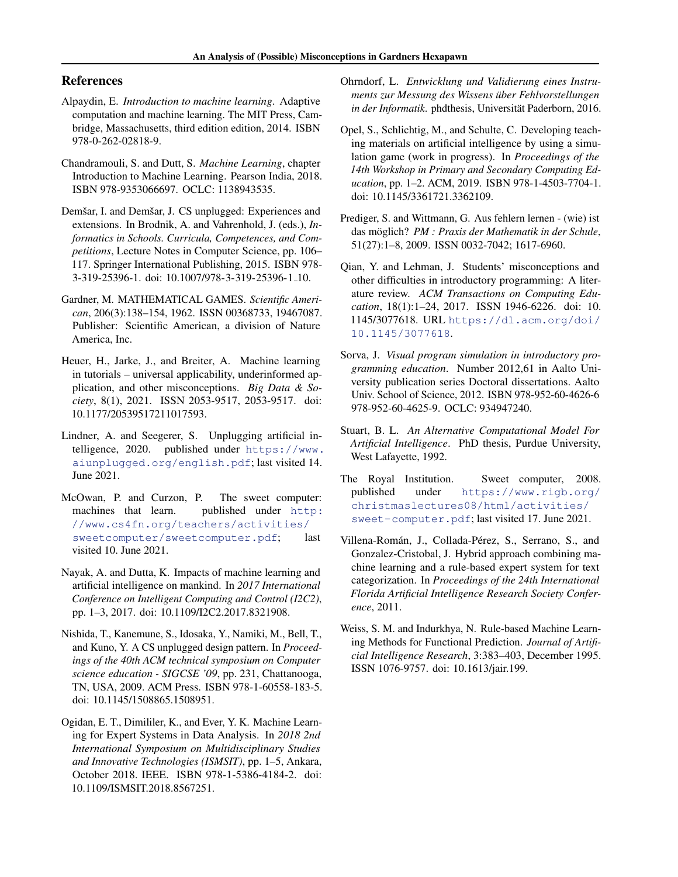## References

Alpaydin, E. *Introduction to machine learning*. Adaptive computation and machine learning. The MIT Press, Cambridge, Massachusetts, third edition edition, 2014. ISBN 978-0-262-02818-9.

Chandramouli, S. and Dutt, S. *Machine Learning*, chapter Introduction to Machine Learning. Pearson India, 2018. ISBN 978-9353066697. OCLC: 1138943535.

Demšar, I. and Demšar, J. CS unplugged: Experiences and extensions. In Brodnik, A. and Vahrenhold, J. (eds.), *Informatics in Schools. Curricula, Competences, and Competitions*, Lecture Notes in Computer Science, pp. 106–117. Springer International Publishing, 2015. ISBN 978-3-319-25396-1. doi: 10.1007/978-3-319-25396-1_10.

Gardner, M. MATHEMATICAL GAMES. *Scientific American*, 206(3):138–154, 1962. ISSN 00368733, 19467087. Publisher: Scientific American, a division of Nature America, Inc.

Heuer, H., Jarke, J., and Breiter, A. Machine learning in tutorials – universal applicability, underinformed application, and other misconceptions. *Big Data & Society*, 8(1), 2021. ISSN 2053-9517, 2053-9517. doi: 10.1177/20539517211017593.

Lindner, A. and Seegerer, S. Unplugging artificial intelligence, 2020. published under https://www.aiunplugged.org/english.pdf; last visited 14. June 2021.

McOwan, P. and Curzon, P. The sweet computer: machines that learn. published under http://www.cs4fn.org/teachers/activities/sweetcomputer/sweetcomputer.pdf; last visited 10. June 2021.

Nayak, A. and Dutta, K. Impacts of machine learning and artificial intelligence on mankind. In *2017 International Conference on Intelligent Computing and Control (I2C2)*, pp. 1–3, 2017. doi: 10.1109/I2C2.2017.8321908.

Nishida, T., Kanemune, S., Idosaka, Y., Namiki, M., Bell, T., and Kuno, Y. A CS unplugged design pattern. In *Proceedings of the 40th ACM technical symposium on Computer science education - SIGCSE '09*, pp. 231, Chattanooga, TN, USA, 2009. ACM Press. ISBN 978-1-60558-183-5. doi: 10.1145/1508865.1508951.

Ogidan, E. T., Dimililer, K., and Ever, Y. K. Machine Learning for Expert Systems in Data Analysis. In *2018 2nd International Symposium on Multidisciplinary Studies and Innovative Technologies (ISMSIT)*, pp. 1–5, Ankara, October 2018. IEEE. ISBN 978-1-5386-4184-2. doi: 10.1109/ISMSIT.2018.8567251.

Ohrndorf, L. *Entwicklung und Validierung eines Instruments zur Messung des Wissens über Fehlvorstellungen in der Informatik*. phdthesis, Universität Paderborn, 2016.

Opel, S., Schlichtig, M., and Schulte, C. Developing teaching materials on artificial intelligence by using a simulation game (work in progress). In *Proceedings of the 14th Workshop in Primary and Secondary Computing Education*, pp. 1–2. ACM, 2019. ISBN 978-1-4503-7704-1. doi: 10.1145/3361721.3362109.

Prediger, S. and Wittmann, G. Aus fehlern lernen - (wie) ist das möglich? *PM : Praxis der Mathematik in der Schule*, 51(27):1–8, 2009. ISSN 0032-7042; 1617-6960.

Qian, Y. and Lehman, J. Students' misconceptions and other difficulties in introductory programming: A literature review. *ACM Transactions on Computing Education*, 18(1):1–24, 2017. ISSN 1946-6226. doi: 10.1145/3077618. URL https://dl.acm.org/doi/10.1145/3077618.

Sorva, J. *Visual program simulation in introductory programming education*. Number 2012,61 in Aalto University publication series Doctoral dissertations. Aalto Univ. School of Science, 2012. ISBN 978-952-60-4626-6 978-952-60-4625-9. OCLC: 934947240.

Stuart, B. L. *An Alternative Computational Model For Artificial Intelligence*. PhD thesis, Purdue University, West Lafayette, 1992.

The Royal Institution. Sweet computer, 2008. published under https://www.rigb.org/christmaslectures08/html/activities/sweet-computer.pdf; last visited 17. June 2021.

Villena-Román, J., Collada-Pérez, S., Serrano, S., and Gonzalez-Cristobal, J. Hybrid approach combining machine learning and a rule-based expert system for text categorization. In *Proceedings of the 24th International Florida Artificial Intelligence Research Society Conference*, 2011.

Weiss, S. M. and Indurkhya, N. Rule-based Machine Learning Methods for Functional Prediction. *Journal of Artificial Intelligence Research*, 3:383–403, December 1995. ISSN 1076-9757. doi: 10.1613/jair.199.